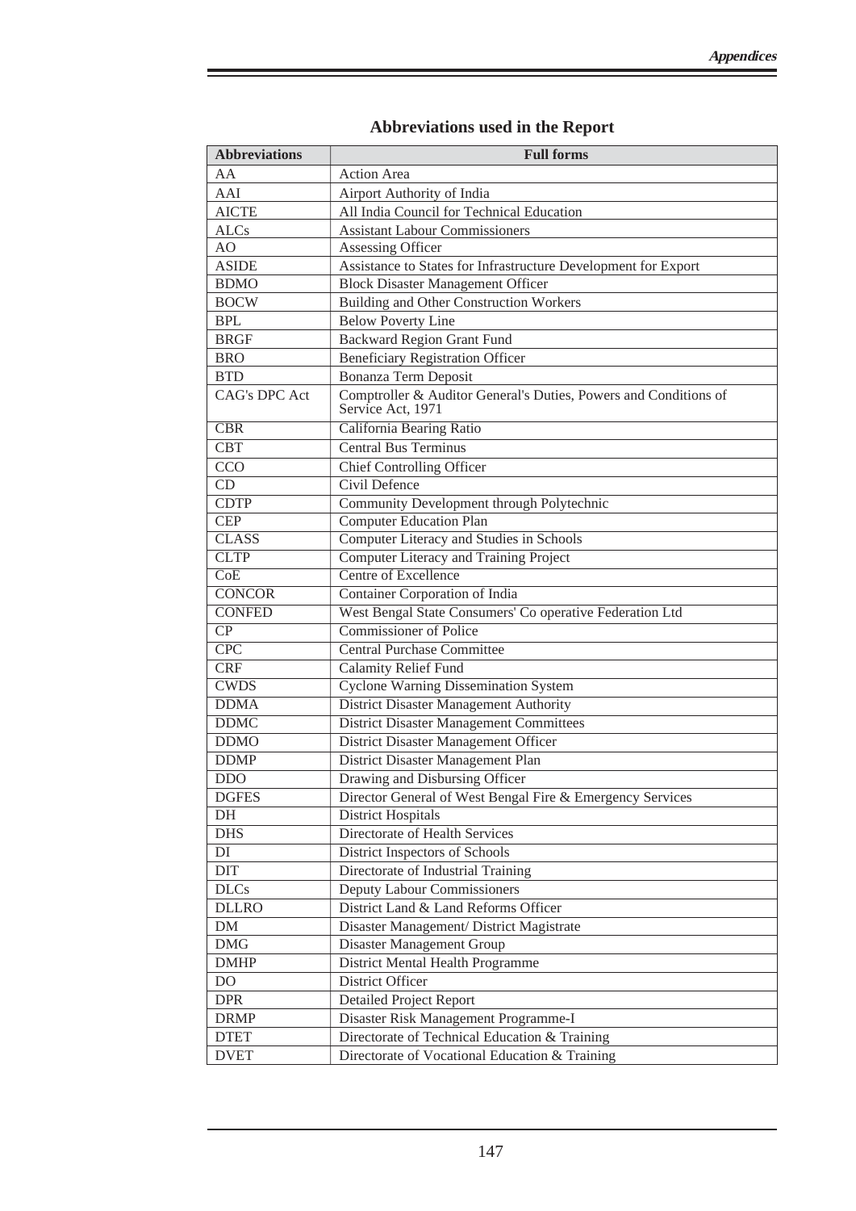## Abbreviations used in the Report

| Abbreviations | Full forms |
|---|---|
| AA | Action Area |
| AAI | Airport Authority of India |
| AICTE | All India Council for Technical Education |
| ALCs | Assistant Labour Commissioners |
| AO | Assessing Officer |
| ASIDE | Assistance to States for Infrastructure Development for Export |
| BDMO | Block Disaster Management Officer |
| BOCW | Building and Other Construction Workers |
| BPL | Below Poverty Line |
| BRGF | Backward Region Grant Fund |
| BRO | Beneficiary Registration Officer |
| BTD | Bonanza Term Deposit |
| CAG's DPC Act | Comptroller & Auditor General's Duties, Powers and Conditions of Service Act, 1971 |
| CBR | California Bearing Ratio |
| CBT | Central Bus Terminus |
| CCO | Chief Controlling Officer |
| CD | Civil Defence |
| CDTP | Community Development through Polytechnic |
| CEP | Computer Education Plan |
| CLASS | Computer Literacy and Studies in Schools |
| CLTP | Computer Literacy and Training Project |
| CoE | Centre of Excellence |
| CONCOR | Container Corporation of India |
| CONFED | West Bengal State Consumers' Co operative Federation Ltd |
| CP | Commissioner of Police |
| CPC | Central Purchase Committee |
| CRF | Calamity Relief Fund |
| CWDS | Cyclone Warning Dissemination System |
| DDMA | District Disaster Management Authority |
| DDMC | District Disaster Management Committees |
| DDMO | District Disaster Management Officer |
| DDMP | District Disaster Management Plan |
| DDO | Drawing and Disbursing Officer |
| DGFES | Director General of West Bengal Fire & Emergency Services |
| DH | District Hospitals |
| DHS | Directorate of Health Services |
| DI | District Inspectors of Schools |
| DIT | Directorate of Industrial Training |
| DLCs | Deputy Labour Commissioners |
| DLLRO | District Land & Land Reforms Officer |
| DM | Disaster Management/ District Magistrate |
| DMG | Disaster Management Group |
| DMHP | District Mental Health Programme |
| DO | District Officer |
| DPR | Detailed Project Report |
| DRMP | Disaster Risk Management Programme-I |
| DTET | Directorate of Technical Education & Training |
| DVET | Directorate of Vocational Education & Training |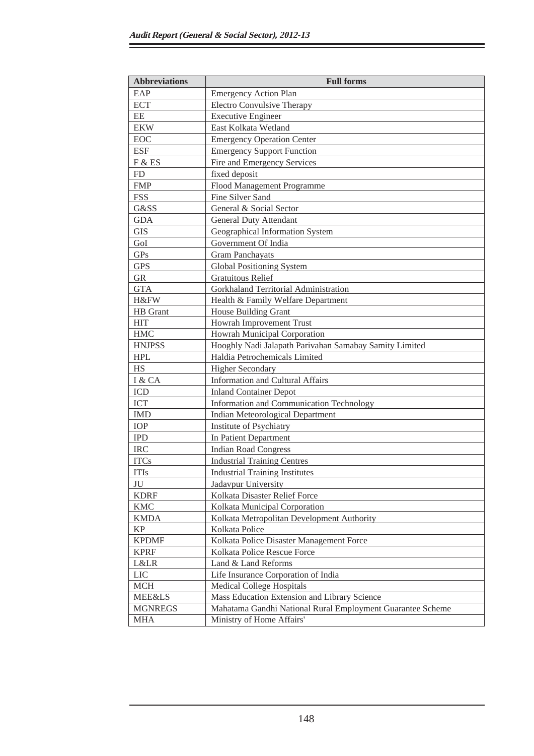| Abbreviations | Full forms |
|---|---|
| EAP | Emergency Action Plan |
| ECT | Electro Convulsive Therapy |
| EE | Executive Engineer |
| EKW | East Kolkata Wetland |
| EOC | Emergency Operation Center |
| ESF | Emergency Support Function |
| F & ES | Fire and Emergency Services |
| FD | fixed deposit |
| FMP | Flood Management Programme |
| FSS | Fine Silver Sand |
| G&SS | General & Social Sector |
| GDA | General Duty Attendant |
| GIS | Geographical Information System |
| GoI | Government Of India |
| GPs | Gram Panchayats |
| GPS | Global Positioning System |
| GR | Gratuitous Relief |
| GTA | Gorkhaland Territorial Administration |
| H&FW | Health & Family Welfare Department |
| HB Grant | House Building Grant |
| HIT | Howrah Improvement Trust |
| HMC | Howrah Municipal Corporation |
| HNJPSS | Hooghly Nadi Jalapath Parivahan Samabay Samity Limited |
| HPL | Haldia Petrochemicals Limited |
| HS | Higher Secondary |
| I & CA | Information and Cultural Affairs |
| ICD | Inland Container Depot |
| ICT | Information and Communication Technology |
| IMD | Indian Meteorological Department |
| IOP | Institute of Psychiatry |
| IPD | In Patient Department |
| IRC | Indian Road Congress |
| ITCs | Industrial Training Centres |
| ITIs | Industrial Training Institutes |
| JU | Jadavpur University |
| KDRF | Kolkata Disaster Relief Force |
| KMC | Kolkata Municipal Corporation |
| KMDA | Kolkata Metropolitan Development Authority |
| KP | Kolkata Police |
| KPDMF | Kolkata Police Disaster Management Force |
| KPRF | Kolkata Police Rescue Force |
| L&LR | Land & Land Reforms |
| LIC | Life Insurance Corporation of India |
| MCH | Medical College Hospitals |
| MEE&LS | Mass Education Extension and Library Science |
| MGNREGS | Mahatama Gandhi National Rural Employment Guarantee Scheme |
| MHA | Ministry of Home Affairs' |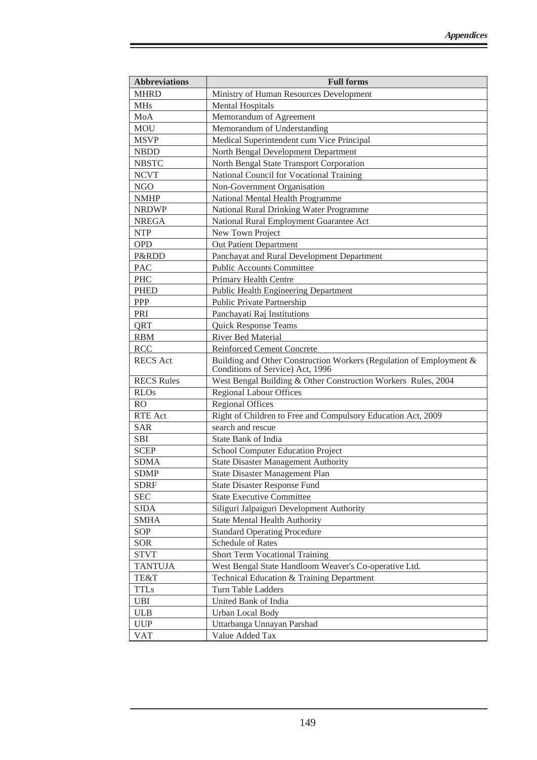| Abbreviations | Full forms |
|---|---|
| MHRD | Ministry of Human Resources Development |
| MHs | Mental Hospitals |
| MoA | Memorandum of Agreement |
| MOU | Memorandum of Understanding |
| MSVP | Medical Superintendent cum Vice Principal |
| NBDD | North Bengal Development Department |
| NBSTC | North Bengal State Transport Corporation |
| NCVT | National Council for Vocational Training |
| NGO | Non-Government Organisation |
| NMHP | National Mental Health Programme |
| NRDWP | National Rural Drinking Water Programme |
| NREGA | National Rural Employment Guarantee Act |
| NTP | New Town Project |
| OPD | Out Patient Department |
| P&RDD | Panchayat and Rural Development Department |
| PAC | Public Accounts Committee |
| PHC | Primary Health Centre |
| PHED | Public Health Engineering Department |
| PPP | Public Private Partnership |
| PRI | Panchayati Raj Institutions |
| QRT | Quick Response Teams |
| RBM | River Bed Material |
| RCC | Reinforced Cement Concrete |
| RECS Act | Building and Other Construction Workers (Regulation of Employment & Conditions of Service) Act, 1996 |
| RECS Rules | West Bengal Building & Other Construction Workers Rules, 2004 |
| RLOs | Regional Labour Offices |
| RO | Regional Offices |
| RTE Act | Right of Children to Free and Compulsory Education Act, 2009 |
| SAR | search and rescue |
| SBI | State Bank of India |
| SCEP | School Computer Education Project |
| SDMA | State Disaster Management Authority |
| SDMP | State Disaster Management Plan |
| SDRF | State Disaster Response Fund |
| SEC | State Executive Committee |
| SJDA | Siliguri Jalpaiguri Development Authority |
| SMHA | State Mental Health Authority |
| SOP | Standard Operating Procedure |
| SOR | Schedule of Rates |
| STVT | Short Term Vocational Training |
| TANTUJA | West Bengal State Handloom Weaver's Co-operative Ltd. |
| TE&T | Technical Education & Training Department |
| TTLs | Turn Table Ladders |
| UBI | United Bank of India |
| ULB | Urban Local Body |
| UUP | Uttarbanga Unnayan Parshad |
| VAT | Value Added Tax |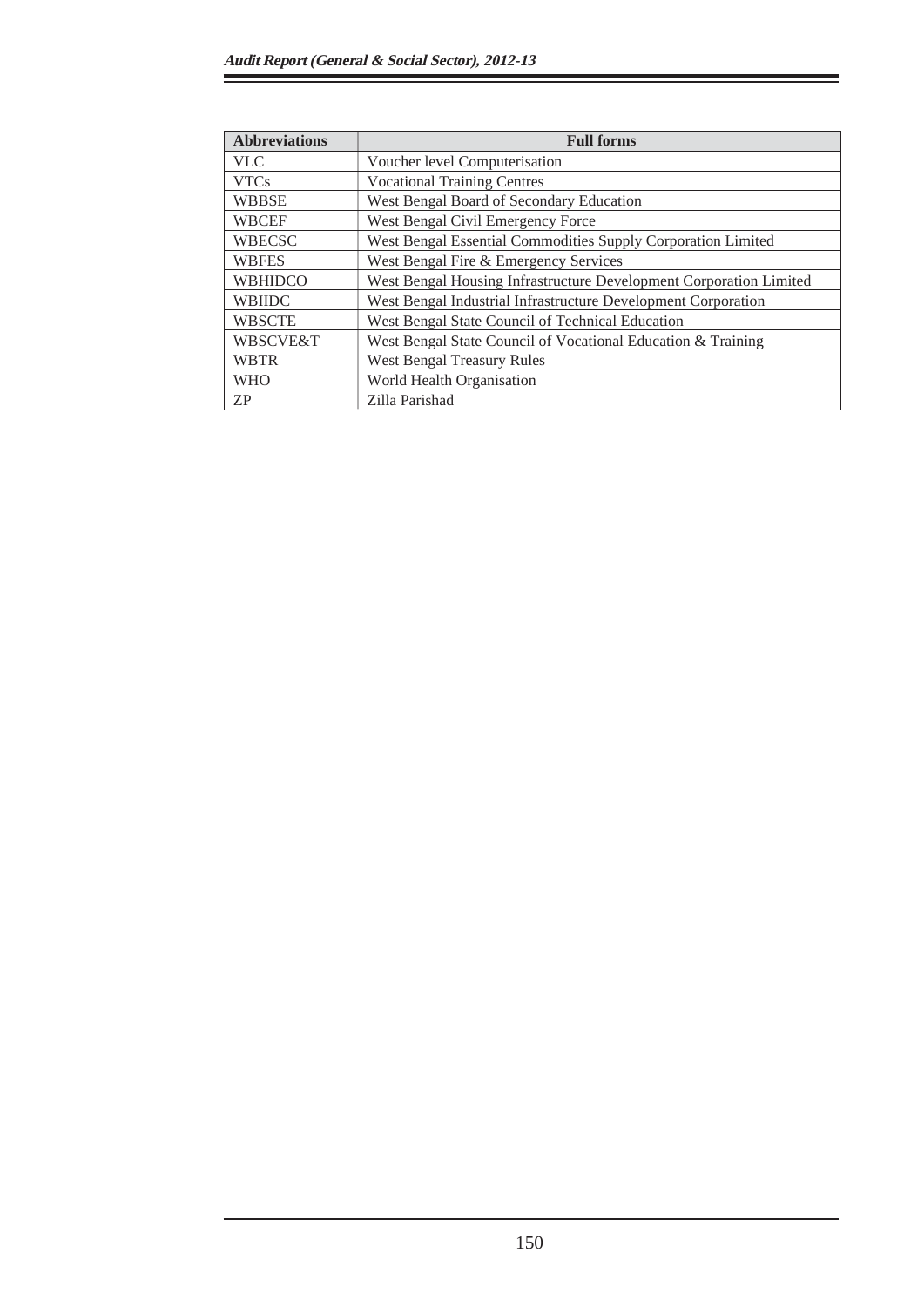| Abbreviations | Full forms |
|---|---|
| VLC | Voucher level Computerisation |
| VTCs | Vocational Training Centres |
| WBBSE | West Bengal Board of Secondary Education |
| WBCEF | West Bengal Civil Emergency Force |
| WBECSC | West Bengal Essential Commodities Supply Corporation Limited |
| WBFES | West Bengal Fire & Emergency Services |
| WBHIDCO | West Bengal Housing Infrastructure Development Corporation Limited |
| WBIIDC | West Bengal Industrial Infrastructure Development Corporation |
| WBSCTE | West Bengal State Council of Technical Education |
| WBSCVE&T | West Bengal State Council of Vocational Education & Training |
| WBTR | West Bengal Treasury Rules |
| WHO | World Health Organisation |
| ZP | Zilla Parishad |